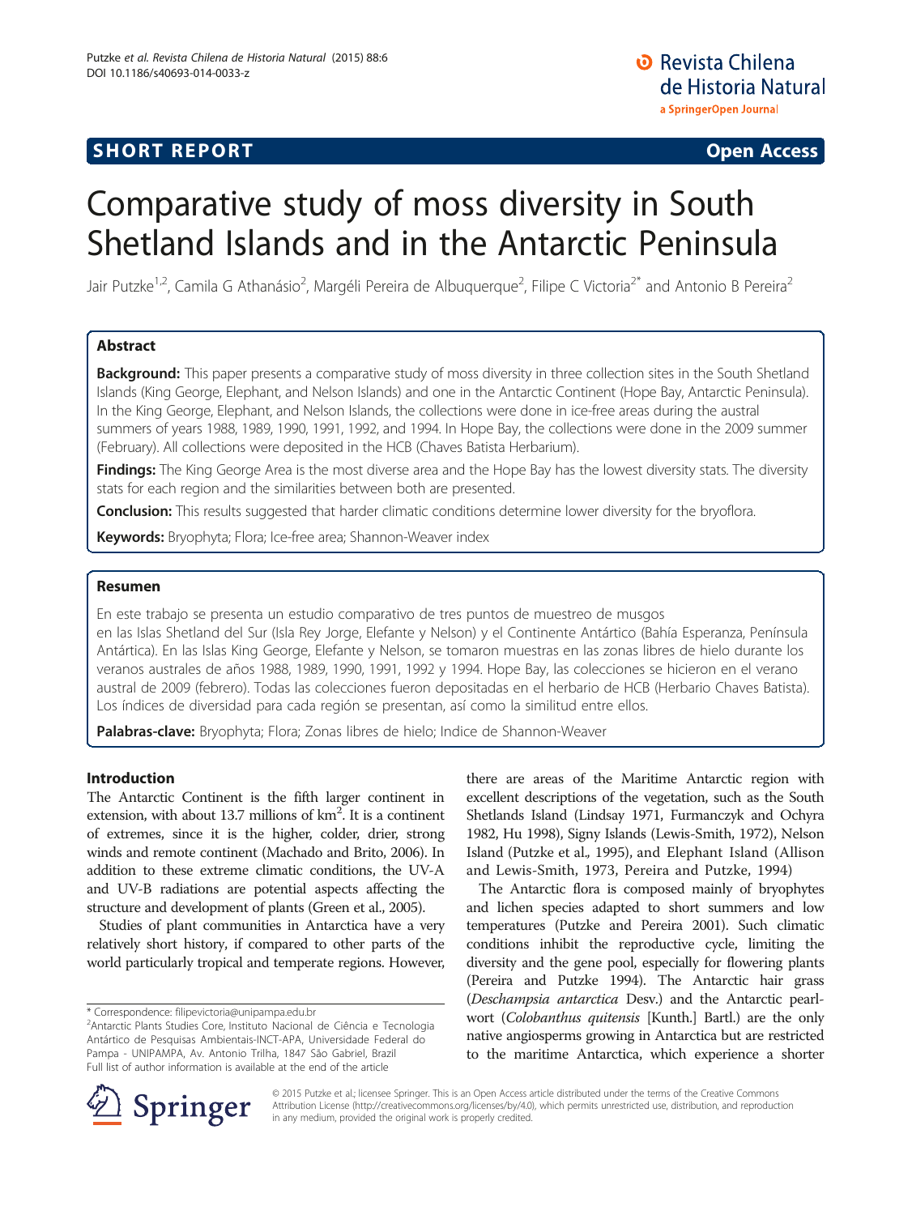**SHORT REPORT** **Open Access**

# Comparative study of moss diversity in South Shetland Islands and in the Antarctic Peninsula

Jair Putzke[1,2], Camila G Athanásio[2], Margéli Pereira de Albuquerque[2], Filipe C Victoria[2*] and Antonio B Pereira[2]

## Abstract

**Background:** This paper presents a comparative study of moss diversity in three collection sites in the South Shetland Islands (King George, Elephant, and Nelson Islands) and one in the Antarctic Continent (Hope Bay, Antarctic Peninsula). In the King George, Elephant, and Nelson Islands, the collections were done in ice-free areas during the austral summers of years 1988, 1989, 1990, 1991, 1992, and 1994. In Hope Bay, the collections were done in the 2009 summer (February). All collections were deposited in the HCB (Chaves Batista Herbarium).

**Findings:** The King George Area is the most diverse area and the Hope Bay has the lowest diversity stats. The diversity stats for each region and the similarities between both are presented.

**Conclusion:** This results suggested that harder climatic conditions determine lower diversity for the bryoflora.

**Keywords:** Bryophyta; Flora; Ice-free area; Shannon-Weaver index

## Resumen

En este trabajo se presenta un estudio comparativo de tres puntos de muestreo de musgos en las Islas Shetland del Sur (Isla Rey Jorge, Elefante y Nelson) y el Continente Antártico (Bahía Esperanza, Península Antártica). En las Islas King George, Elefante y Nelson, se tomaron muestras en las zonas libres de hielo durante los veranos australes de años 1988, 1989, 1990, 1991, 1992 y 1994. Hope Bay, las colecciones se hicieron en el verano austral de 2009 (febrero). Todas las colecciones fueron depositadas en el herbario de HCB (Herbario Chaves Batista). Los índices de diversidad para cada región se presentan, así como la similitud entre ellos.

**Palabras-clave:** Bryophyta; Flora; Zonas libres de hielo; Indice de Shannon-Weaver

## Introduction

The Antarctic Continent is the fifth larger continent in extension, with about 13.7 millions of km$^2$. It is a continent of extremes, since it is the higher, colder, drier, strong winds and remote continent (Machado and Brito, 2006). In addition to these extreme climatic conditions, the UV-A and UV-B radiations are potential aspects affecting the structure and development of plants (Green et al., 2005).

Studies of plant communities in Antarctica have a very relatively short history, if compared to other parts of the world particularly tropical and temperate regions. However, there are areas of the Maritime Antarctic region with excellent descriptions of the vegetation, such as the South Shetlands Island (Lindsay 1971, Furmanczyk and Ochyra 1982, Hu 1998), Signy Islands (Lewis-Smith, 1972), Nelson Island (Putzke et al., 1995), and Elephant Island (Allison and Lewis-Smith, 1973, Pereira and Putzke, 1994)

The Antarctic flora is composed mainly of bryophytes and lichen species adapted to short summers and low temperatures (Putzke and Pereira 2001). Such climatic conditions inhibit the reproductive cycle, limiting the diversity and the gene pool, especially for flowering plants (Pereira and Putzke 1994). The Antarctic hair grass (*Deschampsia antarctica* Desv.) and the Antarctic pearlwort (*Colobanthus quitensis* [Kunth.] Bartl.) are the only native angiosperms growing in Antarctica but are restricted to the maritime Antarctica, which experience a shorter

\* Correspondence: filipevictoria@unipampa.edu.br
[2]Antarctic Plants Studies Core, Instituto Nacional de Ciência e Tecnologia Antártico de Pesquisas Ambientais-INCT-APA, Universidade Federal do Pampa - UNIPAMPA, Av. Antonio Trilha, 1847 São Gabriel, Brazil
Full list of author information is available at the end of the article

© 2015 Putzke et al.; licensee Springer. This is an Open Access article distributed under the terms of the Creative Commons Attribution License (http://creativecommons.org/licenses/by/4.0), which permits unrestricted use, distribution, and reproduction in any medium, provided the original work is properly credited.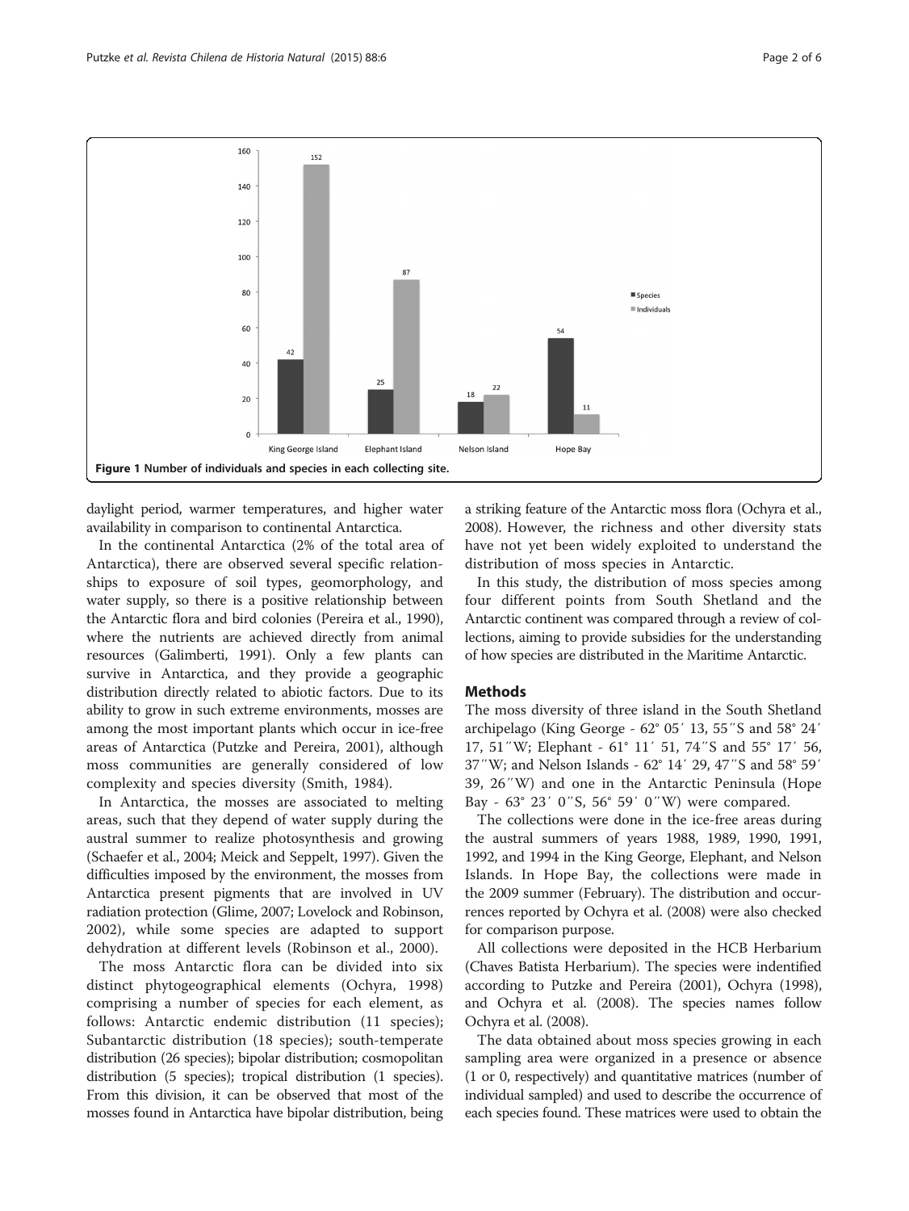Figure 1 Number of individuals and species in each collecting site.

daylight period, warmer temperatures, and higher water availability in comparison to continental Antarctica.

In the continental Antarctica (2% of the total area of Antarctica), there are observed several specific relationships to exposure of soil types, geomorphology, and water supply, so there is a positive relationship between the Antarctic flora and bird colonies (Pereira et al., 1990), where the nutrients are achieved directly from animal resources (Galimberti, 1991). Only a few plants can survive in Antarctica, and they provide a geographic distribution directly related to abiotic factors. Due to its ability to grow in such extreme environments, mosses are among the most important plants which occur in ice-free areas of Antarctica (Putzke and Pereira, 2001), although moss communities are generally considered of low complexity and species diversity (Smith, 1984).

In Antarctica, the mosses are associated to melting areas, such that they depend of water supply during the austral summer to realize photosynthesis and growing (Schaefer et al., 2004; Meick and Seppelt, 1997). Given the difficulties imposed by the environment, the mosses from Antarctica present pigments that are involved in UV radiation protection (Glime, 2007; Lovelock and Robinson, 2002), while some species are adapted to support dehydration at different levels (Robinson et al., 2000).

The moss Antarctic flora can be divided into six distinct phytogeographical elements (Ochyra, 1998) comprising a number of species for each element, as follows: Antarctic endemic distribution (11 species); Subantarctic distribution (18 species); south-temperate distribution (26 species); bipolar distribution; cosmopolitan distribution (5 species); tropical distribution (1 species). From this division, it can be observed that most of the mosses found in Antarctica have bipolar distribution, being a striking feature of the Antarctic moss flora (Ochyra et al., 2008). However, the richness and other diversity stats have not yet been widely exploited to understand the distribution of moss species in Antarctic.

In this study, the distribution of moss species among four different points from South Shetland and the Antarctic continent was compared through a review of collections, aiming to provide subsidies for the understanding of how species are distributed in the Maritime Antarctic.

## Methods

The moss diversity of three island in the South Shetland archipelago (King George - 62° 05′ 13, 55′′S and 58° 24′ 17, 51′′W; Elephant - 61° 11′ 51, 74′′S and 55° 17′ 56, 37′′W; and Nelson Islands - 62° 14′ 29, 47′′S and 58° 59′ 39, 26′′W) and one in the Antarctic Peninsula (Hope Bay - 63° 23′ 0′′S, 56° 59′ 0′′W) were compared.

The collections were done in the ice-free areas during the austral summers of years 1988, 1989, 1990, 1991, 1992, and 1994 in the King George, Elephant, and Nelson Islands. In Hope Bay, the collections were made in the 2009 summer (February). The distribution and occurrences reported by Ochyra et al. (2008) were also checked for comparison purpose.

All collections were deposited in the HCB Herbarium (Chaves Batista Herbarium). The species were indentified according to Putzke and Pereira (2001), Ochyra (1998), and Ochyra et al. (2008). The species names follow Ochyra et al. (2008).

The data obtained about moss species growing in each sampling area were organized in a presence or absence (1 or 0, respectively) and quantitative matrices (number of individual sampled) and used to describe the occurrence of each species found. These matrices were used to obtain the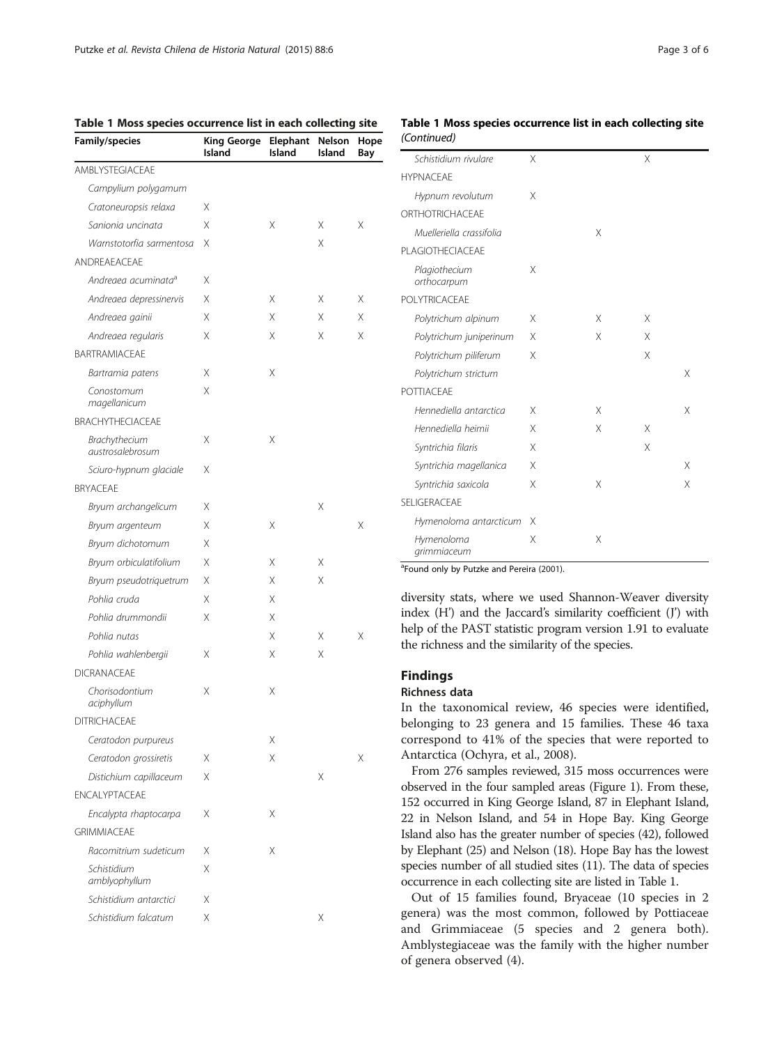**Table 1 Moss species occurrence list in each collecting site**

| Family/species | King George Island | Elephant Island | Nelson Island | Hope Bay |
|---|---|---|---|---|
| AMBLYSTEGIACEAE | | | | |
| *Campylium polygamum* | | | | |
| *Cratoneuropsis relaxa* | X | | | |
| *Sanionia uncinata* | X | X | X | X |
| *Warnstotorfia sarmentosa* | X | | X | |
| ANDREAEACEAE | | | | |
| *Andreaea acuminata*[a] | X | | | |
| *Andreaea depressinervis* | X | X | X | X |
| *Andreaea gainii* | X | X | X | X |
| *Andreaea regularis* | X | X | X | X |
| BARTRAMIACEAE | | | | |
| *Bartramia patens* | X | X | | |
| *Conostomum magellanicum* | X | | | |
| BRACHYTHECIACEAE | | | | |
| *Brachythecium austrosalebrosum* | X | X | | |
| *Sciuro-hypnum glaciale* | X | | | |
| BRYACEAE | | | | |
| *Bryum archangelicum* | X | | X | |
| *Bryum argenteum* | X | X | | X |
| *Bryum dichotomum* | X | | | |
| *Bryum orbiculatifolium* | X | X | X | |
| *Bryum pseudotriquetrum* | X | X | X | |
| *Pohlia cruda* | X | X | | |
| *Pohlia drummondii* | X | X | | |
| *Pohlia nutas* | | X | X | X |
| *Pohlia wahlenbergii* | X | X | X | |
| DICRANACEAE | | | | |
| *Chorisodontium aciphyllum* | X | X | | |
| DITRICHACEAE | | | | |
| *Ceratodon purpureus* | | X | | |
| *Ceratodon grossiretis* | X | X | | X |
| *Distichium capillaceum* | X | | X | |
| ENCALYPTACEAE | | | | |
| *Encalypta rhaptocarpa* | X | X | | |
| GRIMMIACEAE | | | | |
| *Racomitrium sudeticum* | X | X | | |
| *Schistidium amblyophyllum* | X | | | |
| *Schistidium antarctici* | X | | | |
| *Schistidium falcatum* | X | | X | |
| *Schistidium rivulare* | X | | X | |
| HYPNACEAE | | | | |
| *Hypnum revolutum* | X | | | |
| ORTHOTRICHACEAE | | | | |
| *Muelleriella crassifolia* | | X | | |
| PLAGIOTHECIACEAE | | | | |
| *Plagiothecium orthocarpum* | X | | | |
| POLYTRICACEAE | | | | |
| *Polytrichum alpinum* | X | X | X | |
| *Polytrichum juniperinum* | X | X | X | |
| *Polytrichum piliferum* | X | | X | |
| *Polytrichum strictum* | | | | X |
| POTTIACEAE | | | | |
| *Hennediella antarctica* | X | X | | X |
| *Hennediella heimii* | X | X | X | |
| *Syntrichia filaris* | X | | X | |
| *Syntrichia magellanica* | X | | | X |
| *Syntrichia saxicola* | X | X | | X |
| SELIGERACEAE | | | | |
| *Hymenoloma antarcticum* | X | | | |
| *Hymenoloma grimmiaceum* | X | X | | |

[a]Found only by Putzke and Pereira (2001).

diversity stats, where we used Shannon-Weaver diversity index (H') and the Jaccard's similarity coefficient (J') with help of the PAST statistic program version 1.91 to evaluate the richness and the similarity of the species.

## Findings

### Richness data

In the taxonomical review, 46 species were identified, belonging to 23 genera and 15 families. These 46 taxa correspond to 41% of the species that were reported to Antarctica (Ochyra, et al., 2008).

From 276 samples reviewed, 315 moss occurrences were observed in the four sampled areas (Figure 1). From these, 152 occurred in King George Island, 87 in Elephant Island, 22 in Nelson Island, and 54 in Hope Bay. King George Island also has the greater number of species (42), followed by Elephant (25) and Nelson (18). Hope Bay has the lowest species number of all studied sites (11). The data of species occurrence in each collecting site are listed in Table 1.

Out of 15 families found, Bryaceae (10 species in 2 genera) was the most common, followed by Pottiaceae and Grimmiaceae (5 species and 2 genera both). Amblystegiaceae was the family with the higher number of genera observed (4).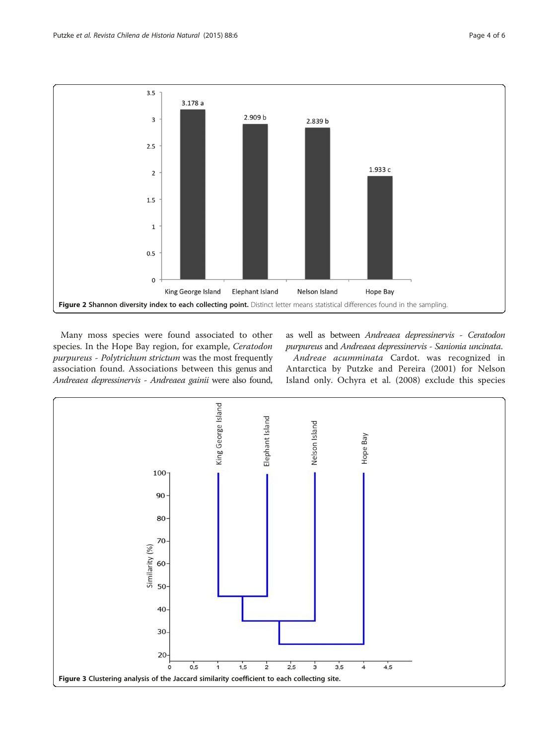Figure 2 **Shannon diversity index to each collecting point.** Distinct letter means statistical differences found in the sampling.

Many moss species were found associated to other species. In the Hope Bay region, for example, *Ceratodon purpureus* - *Polytrichum strictum* was the most frequently association found. Associations between this genus and *Andreaea depressinervis* - *Andreaea gainii* were also found, as well as between *Andreaea depressinervis* - *Ceratodon purpureus* and *Andreaea depressinervis* - *Sanionia uncinata*.

*Andreae acumminata* Cardot. was recognized in Antarctica by Putzke and Pereira (2001) for Nelson Island only. Ochyra et al. (2008) exclude this species

Figure 3 **Clustering analysis of the Jaccard similarity coefficient to each collecting site.**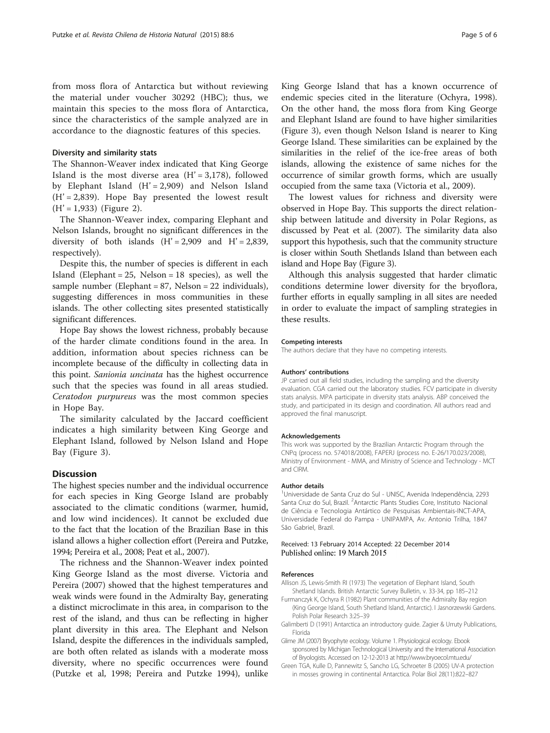from moss flora of Antarctica but without reviewing the material under voucher 30292 (HBC); thus, we maintain this species to the moss flora of Antarctica, since the characteristics of the sample analyzed are in accordance to the diagnostic features of this species.

### Diversity and similarity stats

The Shannon-Weaver index indicated that King George Island is the most diverse area (H' = 3,178), followed by Elephant Island (H' = 2,909) and Nelson Island (H' = 2,839). Hope Bay presented the lowest result (H' = 1,933) (Figure 2).

The Shannon-Weaver index, comparing Elephant and Nelson Islands, brought no significant differences in the diversity of both islands (H' = 2,909 and H' = 2,839, respectively).

Despite this, the number of species is different in each Island (Elephant = 25, Nelson = 18 species), as well the sample number (Elephant = 87, Nelson = 22 individuals), suggesting differences in moss communities in these islands. The other collecting sites presented statistically significant differences.

Hope Bay shows the lowest richness, probably because of the harder climate conditions found in the area. In addition, information about species richness can be incomplete because of the difficulty in collecting data in this point. *Sanionia uncinata* has the highest occurrence such that the species was found in all areas studied. *Ceratodon purpureus* was the most common species in Hope Bay.

The similarity calculated by the Jaccard coefficient indicates a high similarity between King George and Elephant Island, followed by Nelson Island and Hope Bay (Figure 3).

## Discussion

The highest species number and the individual occurrence for each species in King George Island are probably associated to the climatic conditions (warmer, humid, and low wind incidences). It cannot be excluded due to the fact that the location of the Brazilian Base in this island allows a higher collection effort (Pereira and Putzke, 1994; Pereira et al., 2008; Peat et al., 2007).

The richness and the Shannon-Weaver index pointed King George Island as the most diverse. Victoria and Pereira (2007) showed that the highest temperatures and weak winds were found in the Admiralty Bay, generating a distinct microclimate in this area, in comparison to the rest of the island, and thus can be reflecting in higher plant diversity in this area. The Elephant and Nelson Island, despite the differences in the individuals sampled, are both often related as islands with a moderate moss diversity, where no specific occurrences were found (Putzke et al, 1998; Pereira and Putzke 1994), unlike King George Island that has a known occurrence of endemic species cited in the literature (Ochyra, 1998). On the other hand, the moss flora from King George and Elephant Island are found to have higher similarities (Figure 3), even though Nelson Island is nearer to King George Island. These similarities can be explained by the similarities in the relief of the ice-free areas of both islands, allowing the existence of same niches for the occurrence of similar growth forms, which are usually occupied from the same taxa (Victoria et al., 2009).

The lowest values for richness and diversity were observed in Hope Bay. This supports the direct relationship between latitude and diversity in Polar Regions, as discussed by Peat et al. (2007). The similarity data also support this hypothesis, such that the community structure is closer within South Shetlands Island than between each island and Hope Bay (Figure 3).

Although this analysis suggested that harder climatic conditions determine lower diversity for the bryoflora, further efforts in equally sampling in all sites are needed in order to evaluate the impact of sampling strategies in these results.

#### Competing interests

The authors declare that they have no competing interests.

#### Authors' contributions

JP carried out all field studies, including the sampling and the diversity evaluation. CGA carried out the laboratory studies. FCV participate in diversity stats analysis. MPA participate in diversity stats analysis. ABP conceived the study, and participated in its design and coordination. All authors read and approved the final manuscript.

#### Acknowledgements

This work was supported by the Brazilian Antarctic Program through the CNPq (process no. 574018/2008), FAPERJ (process no. E-26/170.023/2008), Ministry of Environment - MMA, and Ministry of Science and Technology - MCT and CIRM.

#### Author details

[1]Universidade de Santa Cruz do Sul - UNISC, Avenida Independência, 2293 Santa Cruz do Sul, Brazil. [2]Antarctic Plants Studies Core, Instituto Nacional de Ciência e Tecnologia Antártico de Pesquisas Ambientais-INCT-APA, Universidade Federal do Pampa - UNIPAMPA, Av. Antonio Trilha, 1847 São Gabriel, Brazil.

Received: 13 February 2014 Accepted: 22 December 2014
Published online: 19 March 2015

#### References

- Allison JS, Lewis-Smith RI (1973) The vegetation of Elephant Island, South Shetland Islands. British Antarctic Survey Bulletin, v. 33-34, pp 185–212
- Furmanczyk K, Ochyra R (1982) Plant communities of the Admiralty Bay region (King George Island, South Shetland Island, Antarctic). I Jasnorzewski Gardens. Polish Polar Research 3:25–39
- Galimberti D (1991) Antarctica an introductory guide. Zagier & Urruty Publications, Florida
- Glime JM (2007) Bryophyte ecology. Volume 1. Physiological ecology. Ebook sponsored by Michigan Technological University and the International Association of Bryologists. Accessed on 12-12-2013 at http://www.bryoecol.mtu.edu/
- Green TGA, Kulle D, Pannewitz S, Sancho LG, Schroeter B (2005) UV-A protection in mosses growing in continental Antarctica. Polar Biol 28(11):822–827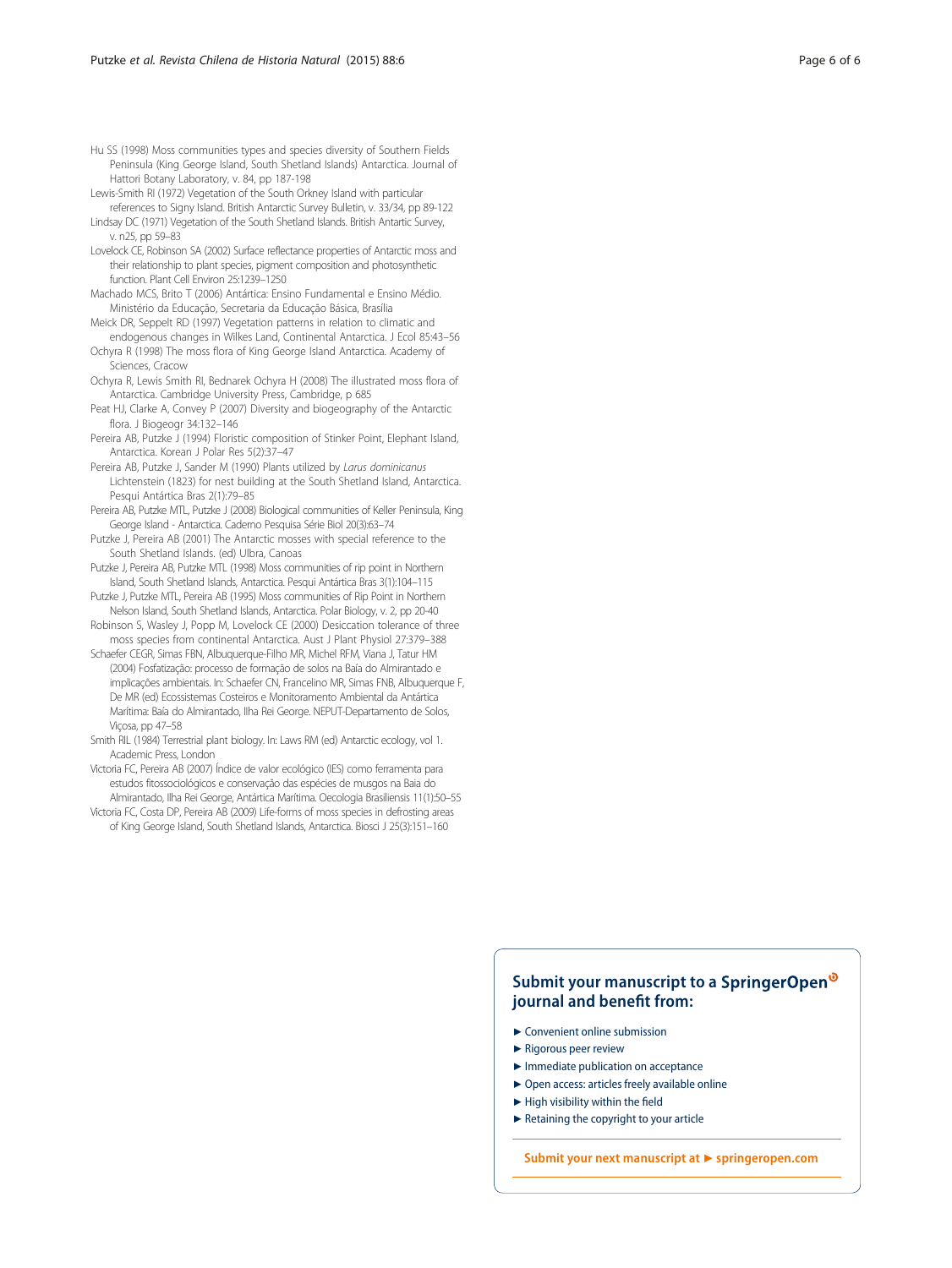Hu SS (1998) Moss communities types and species diversity of Southern Fields Peninsula (King George Island, South Shetland Islands) Antarctica. Journal of Hattori Botany Laboratory, v. 84, pp 187-198

Lewis-Smith RI (1972) Vegetation of the South Orkney Island with particular references to Signy Island. British Antarctic Survey Bulletin, v. 33/34, pp 89-122

Lindsay DC (1971) Vegetation of the South Shetland Islands. British Antartic Survey, v. n25, pp 59–83

Lovelock CE, Robinson SA (2002) Surface reflectance properties of Antarctic moss and their relationship to plant species, pigment composition and photosynthetic function. Plant Cell Environ 25:1239–1250

Machado MCS, Brito T (2006) Antártica: Ensino Fundamental e Ensino Médio. Ministério da Educação, Secretaria da Educação Básica, Brasília

Meick DR, Seppelt RD (1997) Vegetation patterns in relation to climatic and endogenous changes in Wilkes Land, Continental Antarctica. J Ecol 85:43–56

Ochyra R (1998) The moss flora of King George Island Antarctica. Academy of Sciences, Cracow

Ochyra R, Lewis Smith RI, Bednarek Ochyra H (2008) The illustrated moss flora of Antarctica. Cambridge University Press, Cambridge, p 685

Peat HJ, Clarke A, Convey P (2007) Diversity and biogeography of the Antarctic flora. J Biogeogr 34:132–146

Pereira AB, Putzke J (1994) Floristic composition of Stinker Point, Elephant Island, Antarctica. Korean J Polar Res 5(2):37–47

Pereira AB, Putzke J, Sander M (1990) Plants utilized by *Larus dominicanus* Lichtenstein (1823) for nest building at the South Shetland Island, Antarctica. Pesqui Antártica Bras 2(1):79–85

Pereira AB, Putzke MTL, Putzke J (2008) Biological communities of Keller Peninsula, King George Island - Antarctica. Caderno Pesquisa Série Biol 20(3):63–74

Putzke J, Pereira AB (2001) The Antarctic mosses with special reference to the South Shetland Islands. (ed) Ulbra, Canoas

Putzke J, Pereira AB, Putzke MTL (1998) Moss communities of rip point in Northern Island, South Shetland Islands, Antarctica. Pesqui Antártica Bras 3(1):104–115

Putzke J, Putzke MTL, Pereira AB (1995) Moss communities of Rip Point in Northern Nelson Island, South Shetland Islands, Antarctica. Polar Biology, v. 2, pp 20-40

Robinson S, Wasley J, Popp M, Lovelock CE (2000) Desiccation tolerance of three moss species from continental Antarctica. Aust J Plant Physiol 27:379–388

Schaefer CEGR, Simas FBN, Albuquerque-Filho MR, Michel RFM, Viana J, Tatur HM (2004) Fosfatização: processo de formação de solos na Baía do Almirantado e implicações ambientais. In: Schaefer CN, Francelino MR, Simas FNB, Albuquerque F, De MR (ed) Ecossistemas Costeiros e Monitoramento Ambiental da Antártica Marítima: Baía do Almirantado, Ilha Rei George. NEPUT-Departamento de Solos, Viçosa, pp 47–58

Smith RIL (1984) Terrestrial plant biology. In: Laws RM (ed) Antarctic ecology, vol 1. Academic Press, London

Victoria FC, Pereira AB (2007) Índice de valor ecológico (IES) como ferramenta para estudos fitossociológicos e conservação das espécies de musgos na Baia do Almirantado, Ilha Rei George, Antártica Marítima. Oecologia Brasiliensis 11(1):50–55

Victoria FC, Costa DP, Pereira AB (2009) Life-forms of moss species in defrosting areas of King George Island, South Shetland Islands, Antarctica. Biosci J 25(3):151–160

**Submit your manuscript to a SpringerOpen journal and benefit from:**

- ► Convenient online submission
- ► Rigorous peer review
- ► Immediate publication on acceptance
- ► Open access: articles freely available online
- ► High visibility within the field
- ► Retaining the copyright to your article

**Submit your next manuscript at ► springeropen.com**